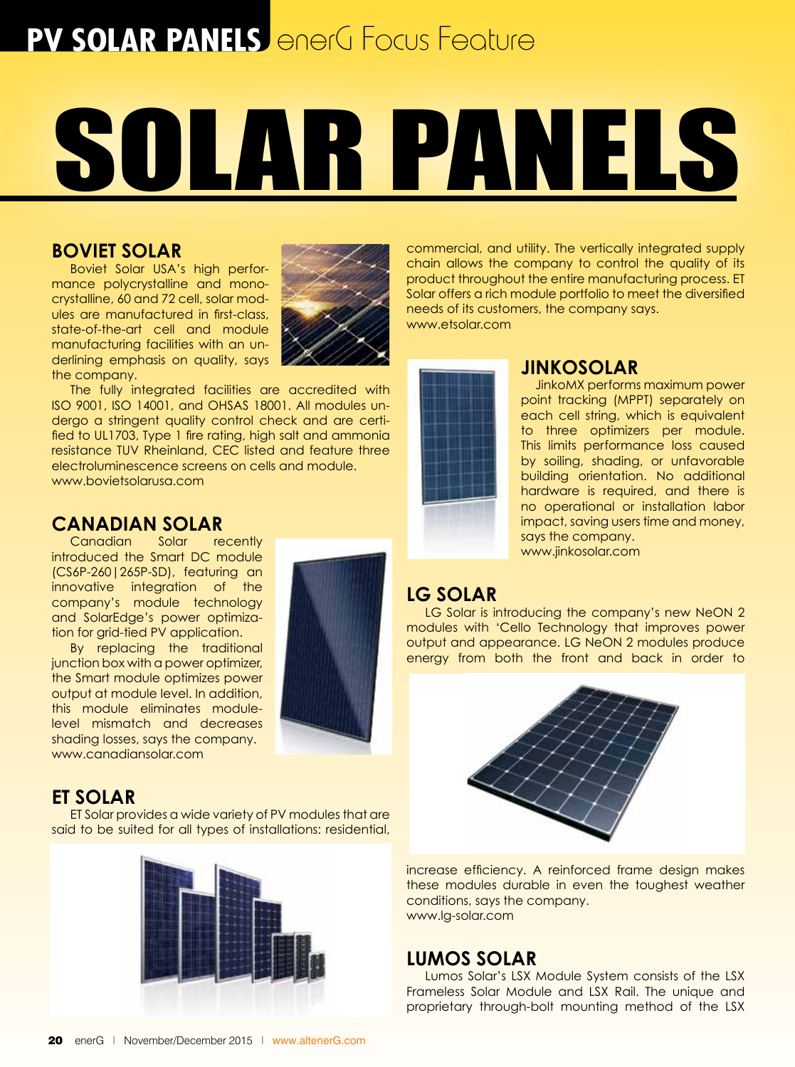# SOLAR PANELS

## BOVIET SOLAR

Boviet Solar USA's high performance polycrystalline and monocrystalline, 60 and 72 cell, solar modules are manufactured in first-class, state-of-the-art cell and module manufacturing facilities with an underlining emphasis on quality, says the company.

The fully integrated facilities are accredited with ISO 9001, ISO 14001, and OHSAS 18001. All modules undergo a stringent quality control check and are certified to UL1703, Type 1 fire rating, high salt and ammonia resistance TUV Rheinland, CEC listed and feature three electroluminescence screens on cells and module.
www.bovietsolarusa.com

## CANADIAN SOLAR

Canadian Solar recently introduced the Smart DC module (CS6P-260|265P-SD), featuring an innovative integration of the company's module technology and SolarEdge's power optimization for grid-tied PV application.

By replacing the traditional junction box with a power optimizer, the Smart module optimizes power output at module level. In addition, this module eliminates module-level mismatch and decreases shading losses, says the company.
www.canadiansolar.com

## ET SOLAR

ET Solar provides a wide variety of PV modules that are said to be suited for all types of installations: residential, commercial, and utility. The vertically integrated supply chain allows the company to control the quality of its product throughout the entire manufacturing process. ET Solar offers a rich module portfolio to meet the diversified needs of its customers, the company says.
www.etsolar.com

## JINKOSOLAR

JinkoMX performs maximum power point tracking (MPPT) separately on each cell string, which is equivalent to three optimizers per module. This limits performance loss caused by soiling, shading, or unfavorable building orientation. No additional hardware is required, and there is no operational or installation labor impact, saving users time and money, says the company.
www.jinkosolar.com

## LG SOLAR

LG Solar is introducing the company's new NeON 2 modules with 'Cello Technology that improves power output and appearance. LG NeON 2 modules produce energy from both the front and back in order to increase efficiency. A reinforced frame design makes these modules durable in even the toughest weather conditions, says the company.
www.lg-solar.com

## LUMOS SOLAR

Lumos Solar's LSX Module System consists of the LSX Frameless Solar Module and LSX Rail. The unique and proprietary through-bolt mounting method of the LSX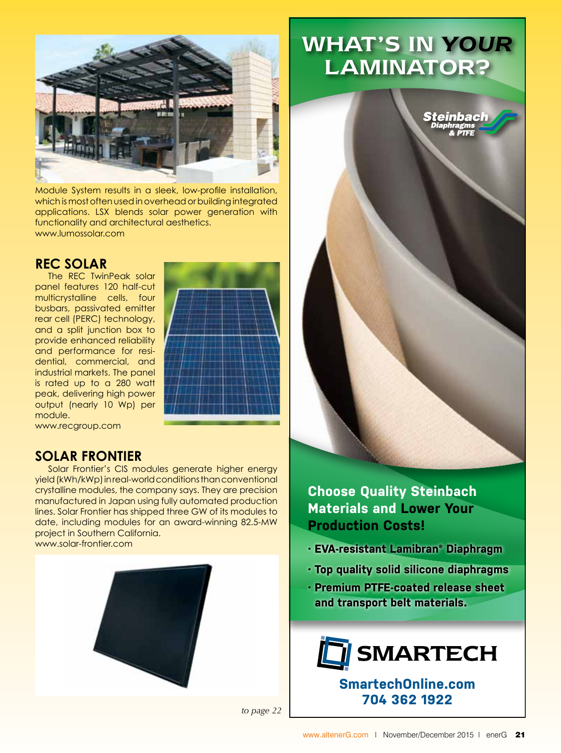Module System results in a sleek, low-profile installation, which is most often used in overhead or building integrated applications. LSX blends solar power generation with functionality and architectural aesthetics.
www.lumossolar.com

## REC SOLAR

The REC TwinPeak solar panel features 120 half-cut multicrystalline cells, four busbars, passivated emitter rear cell (PERC) technology, and a split junction box to provide enhanced reliability and performance for residential, commercial, and industrial markets. The panel is rated up to a 280 watt peak, delivering high power output (nearly 10 Wp) per module.
www.recgroup.com

## SOLAR FRONTIER

Solar Frontier's CIS modules generate higher energy yield (kWh/kWp) in real-world conditions than conventional crystalline modules, the company says. They are precision manufactured in Japan using fully automated production lines. Solar Frontier has shipped three GW of its modules to date, including modules for an award-winning 82.5-MW project in Southern California.
www.solar-frontier.com

*to page 22*

# WHAT'S IN *YOUR* LAMINATOR?

Steinbach Diaphragms & PTFE

**Choose Quality Steinbach Materials and Lower Your Production Costs!**

- **EVA-resistant Lamibran® Diaphragm**
- **Top quality solid silicone diaphragms**
- **Premium PTFE-coated release sheet and transport belt materials.**

SMARTECH

SmartechOnline.com
704 362 1922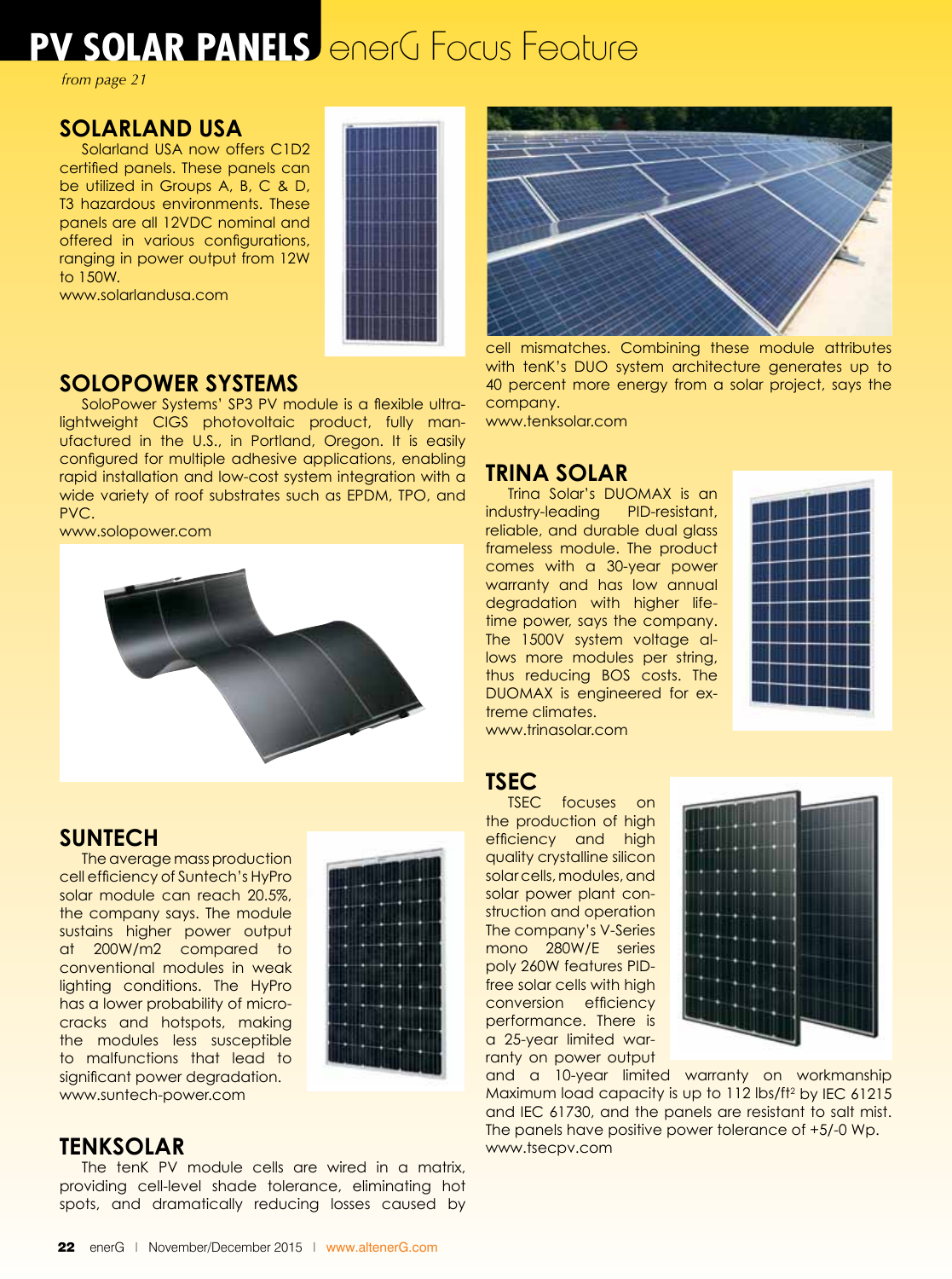# PV SOLAR PANELS enerG Focus Feature

*from page 21*

## SOLARLAND USA

Solarland USA now offers C1D2 certified panels. These panels can be utilized in Groups A, B, C & D, T3 hazardous environments. These panels are all 12VDC nominal and offered in various configurations, ranging in power output from 12W to 150W.
www.solarlandusa.com

## SOLOPOWER SYSTEMS

SoloPower Systems' SP3 PV module is a flexible ultra-lightweight CIGS photovoltaic product, fully manufactured in the U.S., in Portland, Oregon. It is easily configured for multiple adhesive applications, enabling rapid installation and low-cost system integration with a wide variety of roof substrates such as EPDM, TPO, and PVC.
www.solopower.com

## SUNTECH

The average mass production cell efficiency of Suntech's HyPro solar module can reach 20.5%, the company says. The module sustains higher power output at 200W/m2 compared to conventional modules in weak lighting conditions. The HyPro has a lower probability of micro-cracks and hotspots, making the modules less susceptible to malfunctions that lead to significant power degradation.
www.suntech-power.com

## TENKSOLAR

The tenK PV module cells are wired in a matrix, providing cell-level shade tolerance, eliminating hot spots, and dramatically reducing losses caused by cell mismatches. Combining these module attributes with tenK's DUO system architecture generates up to 40 percent more energy from a solar project, says the company.
www.tenksolar.com

## TRINA SOLAR

Trina Solar's DUOMAX is an industry-leading PID-resistant, reliable, and durable dual glass frameless module. The product comes with a 30-year power warranty and has low annual degradation with higher lifetime power, says the company. The 1500V system voltage allows more modules per string, thus reducing BOS costs. The DUOMAX is engineered for extreme climates.
www.trinasolar.com

## TSEC

TSEC focuses on the production of high efficiency and high quality crystalline silicon solar cells, modules, and solar power plant construction and operation The company's V-Series mono 280W/E series poly 260W features PID-free solar cells with high conversion efficiency performance. There is a 25-year limited warranty on power output and a 10-year limited warranty on workmanship Maximum load capacity is up to 112 lbs/ft$^2$ by IEC 61215 and IEC 61730, and the panels are resistant to salt mist. The panels have positive power tolerance of +5/-0 Wp.
www.tsecpv.com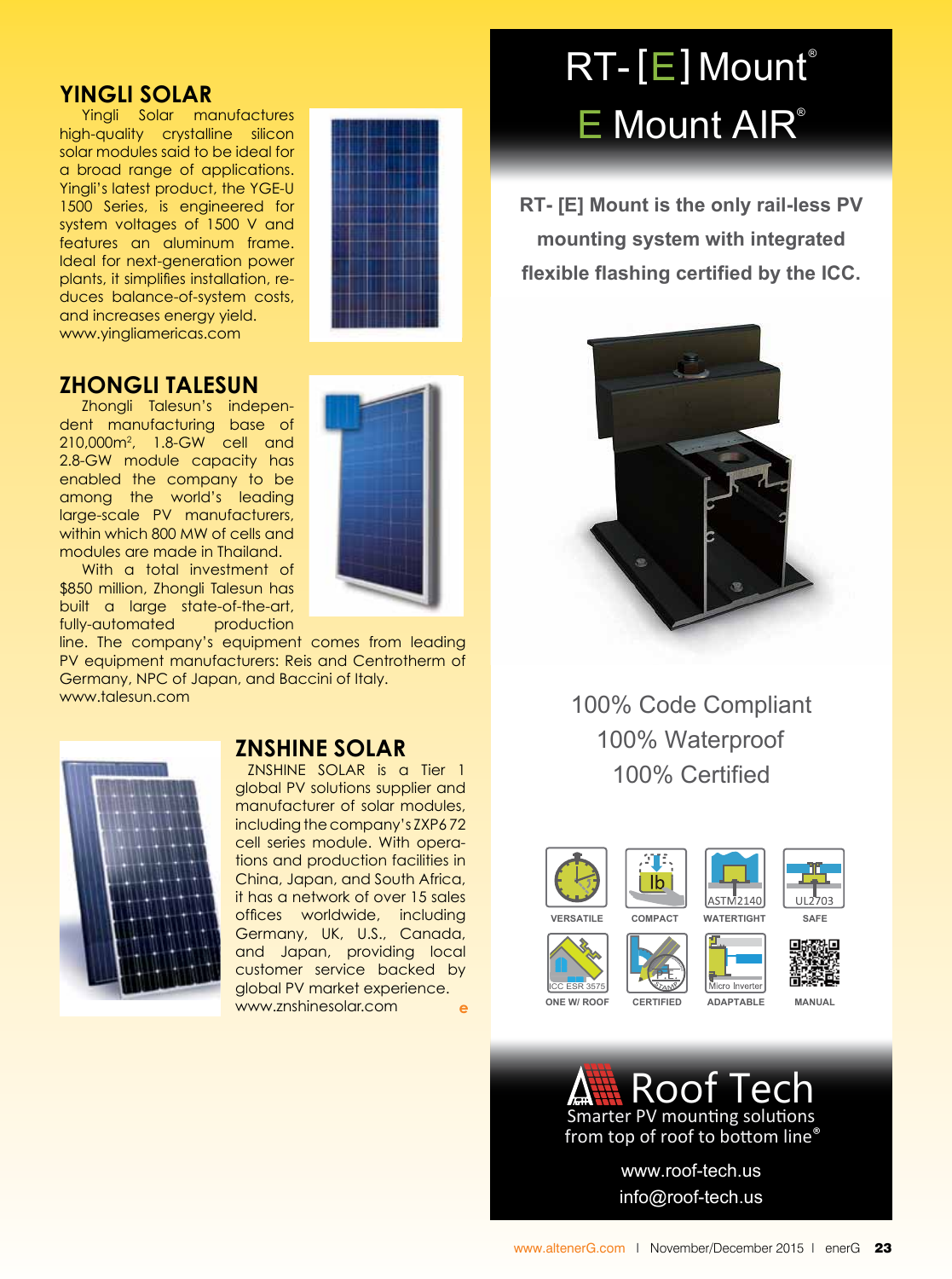## YINGLI SOLAR

Yingli Solar manufactures high-quality crystalline silicon solar modules said to be ideal for a broad range of applications. Yingli's latest product, the YGE-U 1500 Series, is engineered for system voltages of 1500 V and features an aluminum frame. Ideal for next-generation power plants, it simplifies installation, reduces balance-of-system costs, and increases energy yield.
www.yingliamericas.com

## ZHONGLI TALESUN

Zhongli Talesun's independent manufacturing base of 210,000m$^2$, 1.8-GW cell and 2.8-GW module capacity has enabled the company to be among the world's leading large-scale PV manufacturers, within which 800 MW of cells and modules are made in Thailand.

With a total investment of $850 million, Zhongli Talesun has built a large state-of-the-art, fully-automated production line. The company's equipment comes from leading PV equipment manufacturers: Reis and Centrotherm of Germany, NPC of Japan, and Baccini of Italy.
www.talesun.com

## ZNSHINE SOLAR

ZNSHINE SOLAR is a Tier 1 global PV solutions supplier and manufacturer of solar modules, including the company's ZXP6 72 cell series module. With operations and production facilities in China, Japan, and South Africa, it has a network of over 15 sales offices worldwide, including Germany, UK, U.S., Canada, and Japan, providing local customer service backed by global PV market experience.
www.znshinesolar.com

e

# RT-[E] Mount®
# E Mount AIR®

**RT- [E] Mount is the only rail-less PV mounting system with integrated flexible flashing certified by the ICC.**

100% Code Compliant
100% Waterproof
100% Certified

VERSATILE | COMPACT | WATERTIGHT (ASTM2140) | SAFE (UL2703)
ONE W/ ROOF (ICC ESR 3575) | CERTIFIED (P.E. STAMP) | ADAPTABLE (Micro Inverter) | MANUAL

**Roof Tech**
Smarter PV mounting solutions from top of roof to bottom line®

www.roof-tech.us
info@roof-tech.us